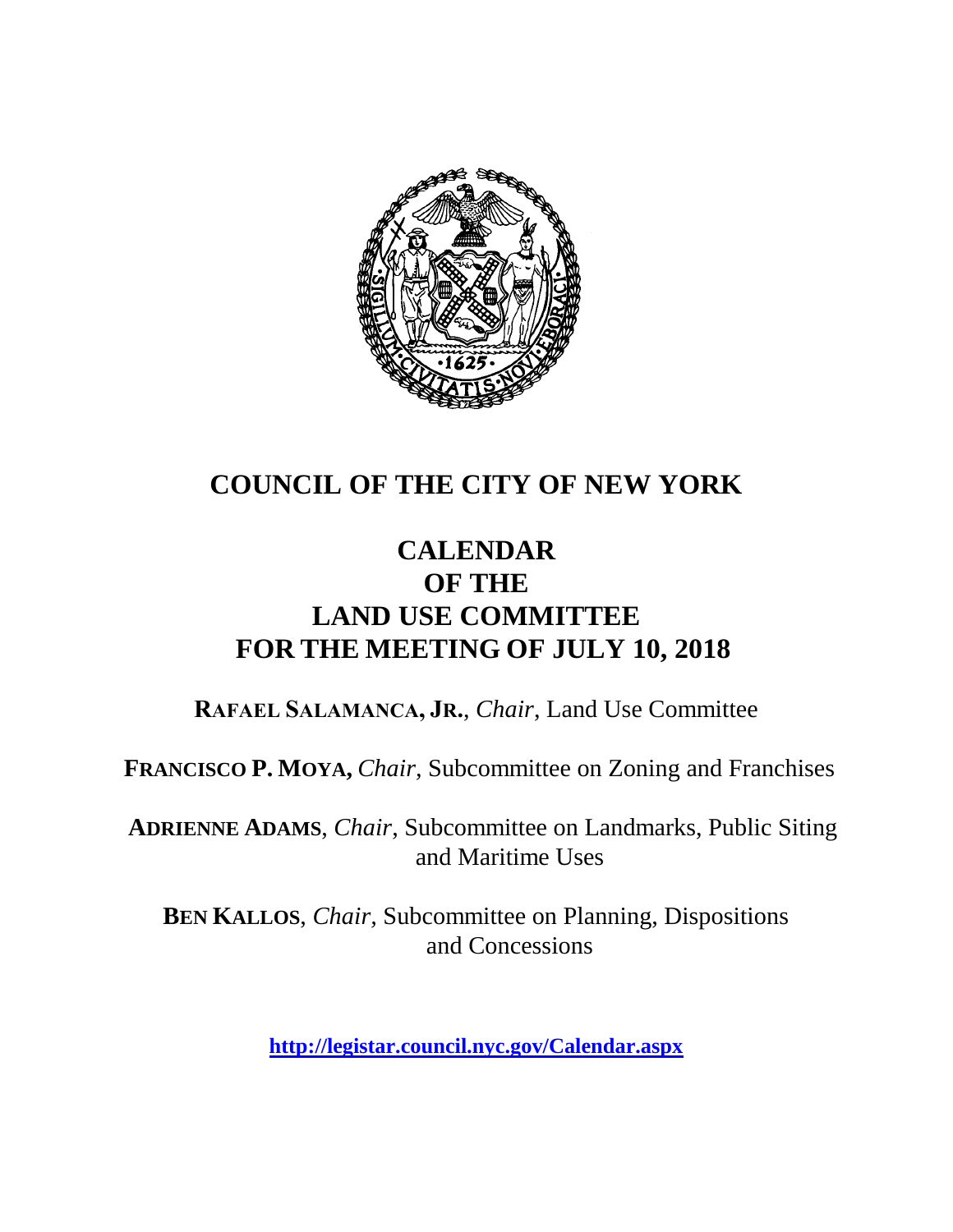# COUNCIL OF THE CITY OF NEW YORK

## CALENDAR OF THE LAND USE COMMITTEE FOR THE MEETING OF JULY 10, 2018

**RAFAEL SALAMANCA, JR.**, *Chair*, Land Use Committee

**FRANCISCO P. MOYA,** *Chair,* Subcommittee on Zoning and Franchises

**ADRIENNE ADAMS**, *Chair*, Subcommittee on Landmarks, Public Siting and Maritime Uses

**BEN KALLOS**, *Chair*, Subcommittee on Planning, Dispositions and Concessions

**http://legistar.council.nyc.gov/Calendar.aspx**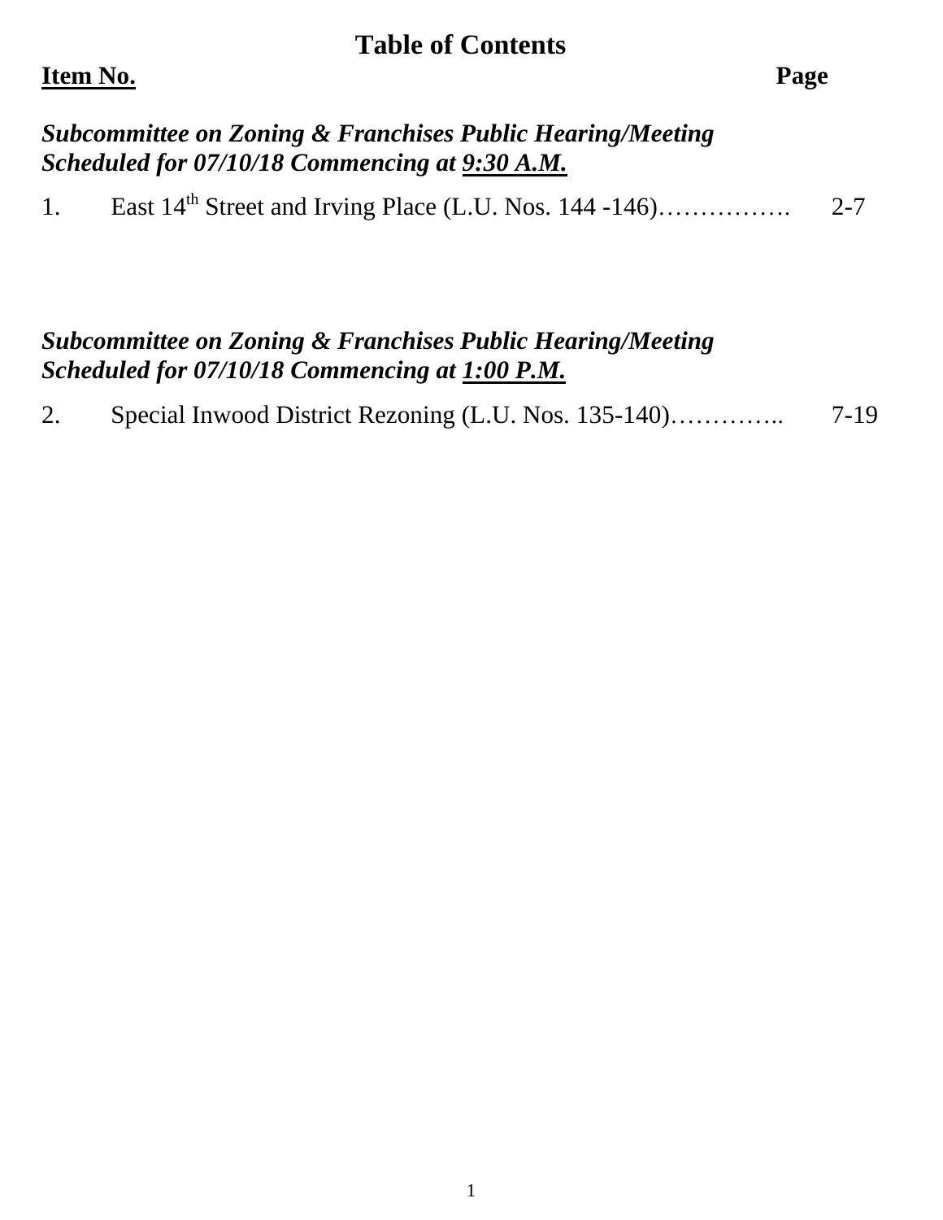# Table of Contents

| **Item No.** | | **Page** |
|---|---|---|
| ***Subcommittee on Zoning & Franchises Public Hearing/Meeting Scheduled for 07/10/18 Commencing at 9:30 A.M.*** | | |
| 1. | East 14th Street and Irving Place (L.U. Nos. 144 -146)……………. | 2-7 |
| ***Subcommittee on Zoning & Franchises Public Hearing/Meeting Scheduled for 07/10/18 Commencing at 1:00 P.M.*** | | |
| 2. | Special Inwood District Rezoning (L.U. Nos. 135-140)………….. | 7-19 |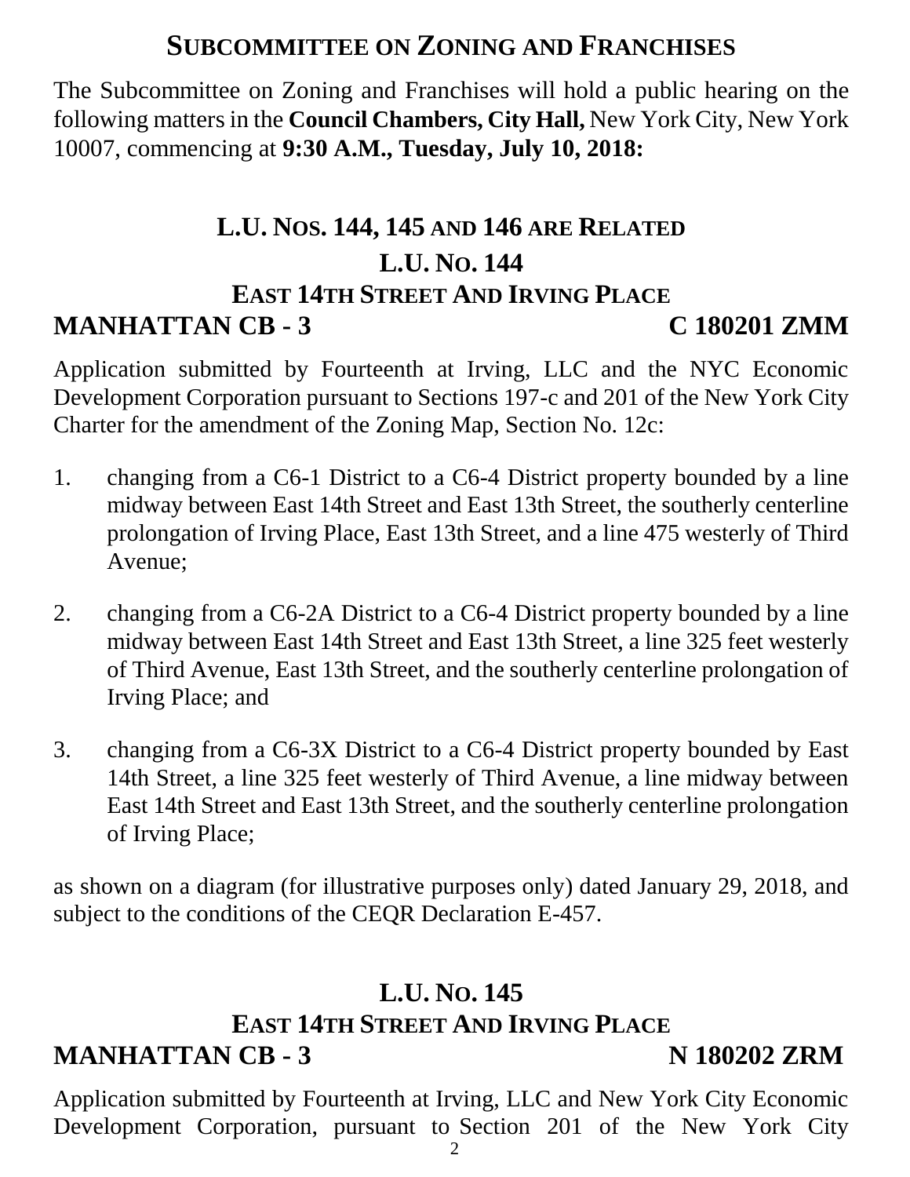# SUBCOMMITTEE ON ZONING AND FRANCHISES

The Subcommittee on Zoning and Franchises will hold a public hearing on the following matters in the **Council Chambers, City Hall,** New York City, New York 10007, commencing at **9:30 A.M., Tuesday, July 10, 2018:**

## L.U. NOS. 144, 145 AND 146 ARE RELATED

## L.U. NO. 144

## EAST 14TH STREET AND IRVING PLACE

**MANHATTAN CB - 3** **C 180201 ZMM**

Application submitted by Fourteenth at Irving, LLC and the NYC Economic Development Corporation pursuant to Sections 197-c and 201 of the New York City Charter for the amendment of the Zoning Map, Section No. 12c:

1. changing from a C6-1 District to a C6-4 District property bounded by a line midway between East 14th Street and East 13th Street, the southerly centerline prolongation of Irving Place, East 13th Street, and a line 475 westerly of Third Avenue;

2. changing from a C6-2A District to a C6-4 District property bounded by a line midway between East 14th Street and East 13th Street, a line 325 feet westerly of Third Avenue, East 13th Street, and the southerly centerline prolongation of Irving Place; and

3. changing from a C6-3X District to a C6-4 District property bounded by East 14th Street, a line 325 feet westerly of Third Avenue, a line midway between East 14th Street and East 13th Street, and the southerly centerline prolongation of Irving Place;

as shown on a diagram (for illustrative purposes only) dated January 29, 2018, and subject to the conditions of the CEQR Declaration E-457.

## L.U. NO. 145

## EAST 14TH STREET AND IRVING PLACE

**MANHATTAN CB - 3** **N 180202 ZRM**

Application submitted by Fourteenth at Irving, LLC and New York City Economic Development Corporation, pursuant to Section 201 of the New York City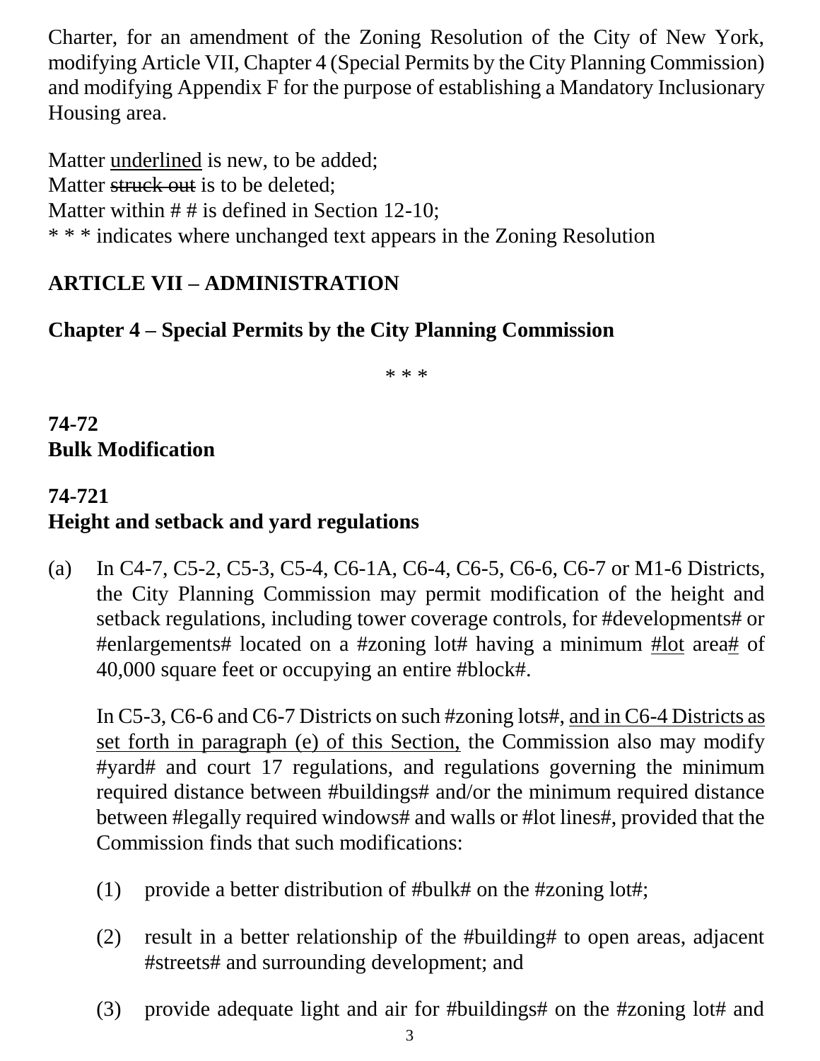Charter, for an amendment of the Zoning Resolution of the City of New York, modifying Article VII, Chapter 4 (Special Permits by the City Planning Commission) and modifying Appendix F for the purpose of establishing a Mandatory Inclusionary Housing area.

Matter <u>underlined</u> is new, to be added;
Matter ~~struck out~~ is to be deleted;
Matter within # # is defined in Section 12-10;
* * * indicates where unchanged text appears in the Zoning Resolution

## ARTICLE VII – ADMINISTRATION

## Chapter 4 – Special Permits by the City Planning Commission

* * *

### 74-72
### Bulk Modification

### 74-721
### Height and setback and yard regulations

(a) In C4-7, C5-2, C5-3, C5-4, C6-1A, C6-4, C6-5, C6-6, C6-7 or M1-6 Districts, the City Planning Commission may permit modification of the height and setback regulations, including tower coverage controls, for #developments# or #enlargements# located on a #zoning lot# having a minimum <u>#lot</u> area<u>#</u> of 40,000 square feet or occupying an entire #block#.

In C5-3, C6-6 and C6-7 Districts on such #zoning lots#, <u>and in C6-4 Districts as set forth in paragraph (e) of this Section,</u> the Commission also may modify #yard# and court 17 regulations, and regulations governing the minimum required distance between #buildings# and/or the minimum required distance between #legally required windows# and walls or #lot lines#, provided that the Commission finds that such modifications:

(1) provide a better distribution of #bulk# on the #zoning lot#;

(2) result in a better relationship of the #building# to open areas, adjacent #streets# and surrounding development; and

(3) provide adequate light and air for #buildings# on the #zoning lot# and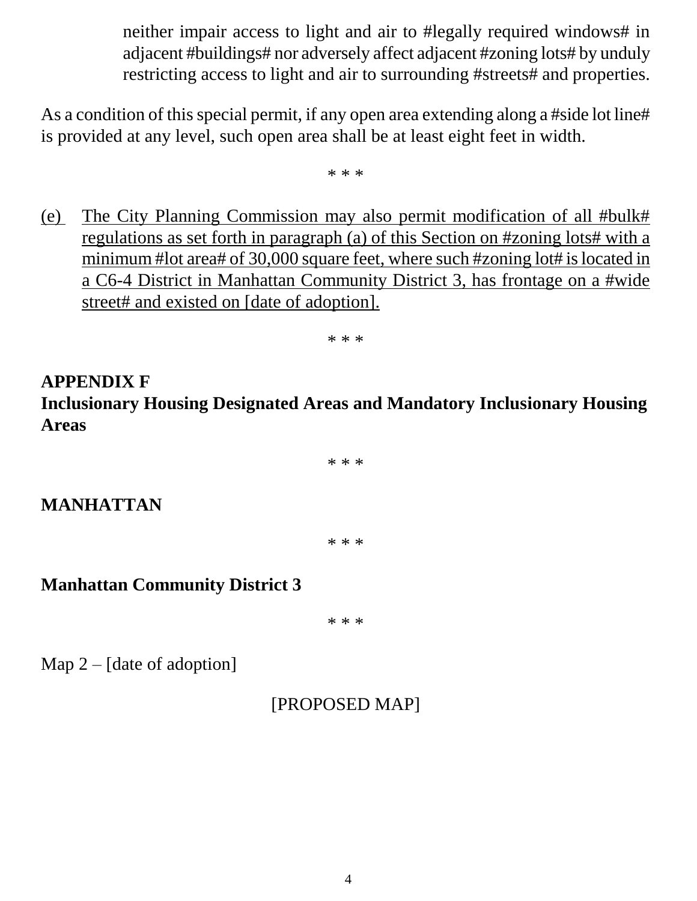neither impair access to light and air to #legally required windows# in adjacent #buildings# nor adversely affect adjacent #zoning lots# by unduly restricting access to light and air to surrounding #streets# and properties.

As a condition of this special permit, if any open area extending along a #side lot line# is provided at any level, such open area shall be at least eight feet in width.

\* \* \*

<u>(e) The City Planning Commission may also permit modification of all #bulk# regulations as set forth in paragraph (a) of this Section on #zoning lots# with a minimum #lot area# of 30,000 square feet, where such #zoning lot# is located in a C6-4 District in Manhattan Community District 3, has frontage on a #wide street# and existed on [date of adoption].</u>

\* \* \*

**APPENDIX F**
**Inclusionary Housing Designated Areas and Mandatory Inclusionary Housing Areas**

\* \* \*

**MANHATTAN**

\* \* \*

**Manhattan Community District 3**

\* \* \*

Map 2 – [date of adoption]

[PROPOSED MAP]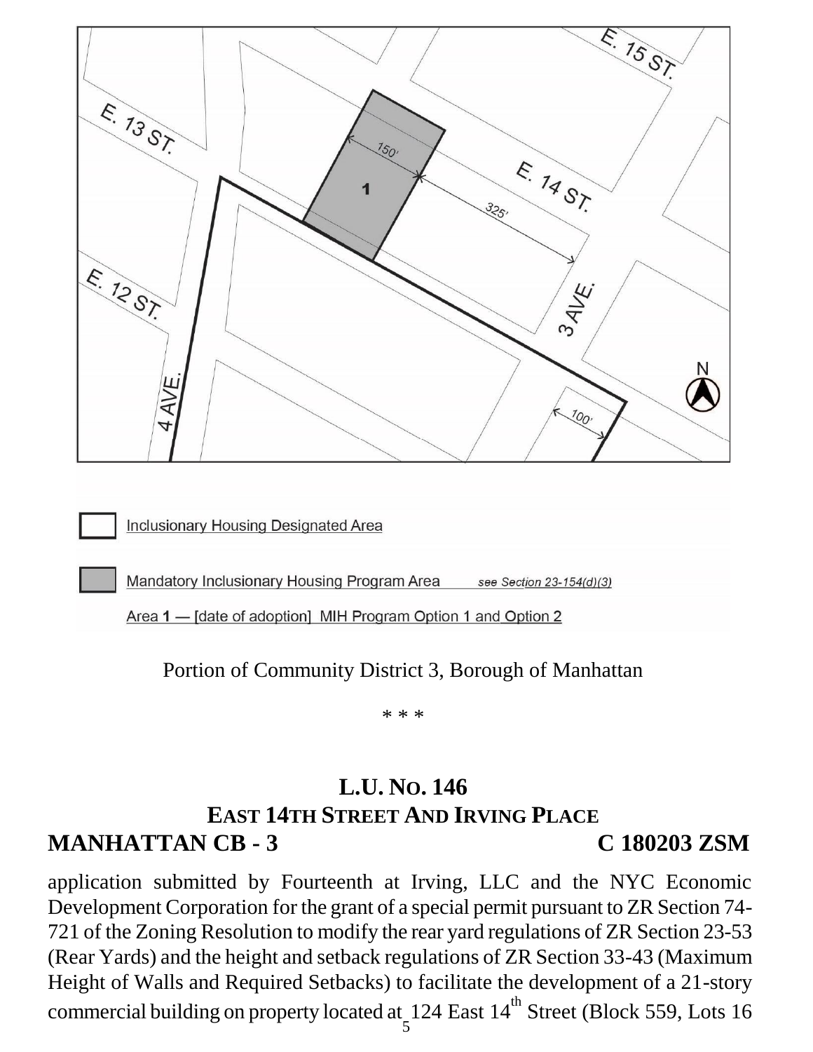Inclusionary Housing Designated Area

Mandatory Inclusionary Housing Program Area see Section 23-154(d)(3)

Area 1 — [date of adoption] MIH Program Option 1 and Option 2

Portion of Community District 3, Borough of Manhattan

\* \* \*

## L.U. NO. 146
## EAST 14TH STREET AND IRVING PLACE

**MANHATTAN CB - 3** **C 180203 ZSM**

application submitted by Fourteenth at Irving, LLC and the NYC Economic Development Corporation for the grant of a special permit pursuant to ZR Section 74-721 of the Zoning Resolution to modify the rear yard regulations of ZR Section 23-53 (Rear Yards) and the height and setback regulations of ZR Section 33-43 (Maximum Height of Walls and Required Setbacks) to facilitate the development of a 21-story commercial building on property located at 124 East 14th Street (Block 559, Lots 16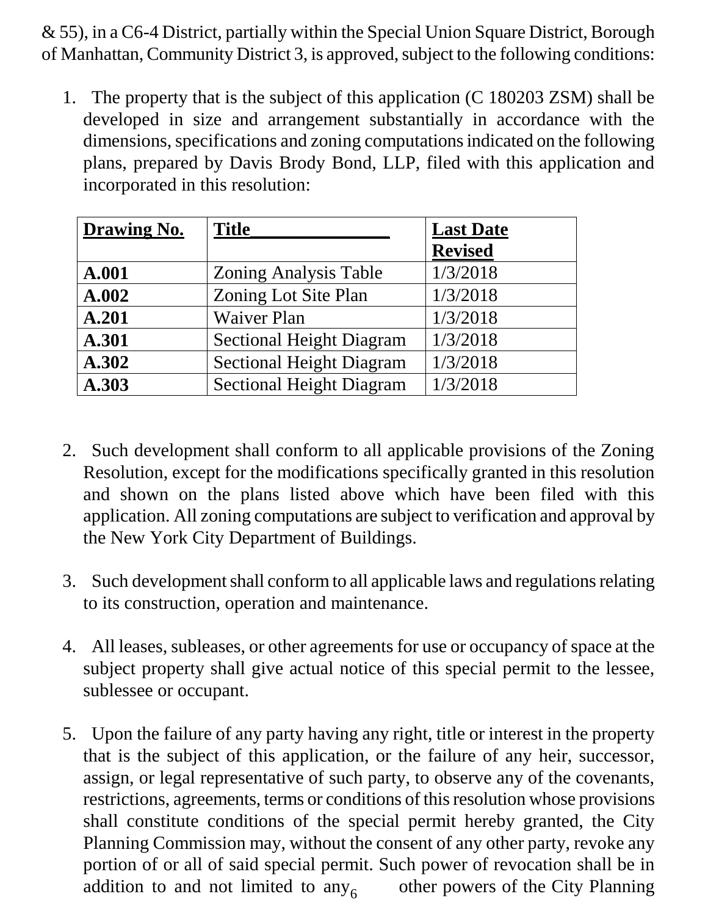& 55), in a C6-4 District, partially within the Special Union Square District, Borough of Manhattan, Community District 3, is approved, subject to the following conditions:

1. The property that is the subject of this application (C 180203 ZSM) shall be developed in size and arrangement substantially in accordance with the dimensions, specifications and zoning computations indicated on the following plans, prepared by Davis Brody Bond, LLP, filed with this application and incorporated in this resolution:

| **Drawing No.** | **Title** | **Last Date Revised** |
|---|---|---|
| **A.001** | Zoning Analysis Table | 1/3/2018 |
| **A.002** | Zoning Lot Site Plan | 1/3/2018 |
| **A.201** | Waiver Plan | 1/3/2018 |
| **A.301** | Sectional Height Diagram | 1/3/2018 |
| **A.302** | Sectional Height Diagram | 1/3/2018 |
| **A.303** | Sectional Height Diagram | 1/3/2018 |

2. Such development shall conform to all applicable provisions of the Zoning Resolution, except for the modifications specifically granted in this resolution and shown on the plans listed above which have been filed with this application. All zoning computations are subject to verification and approval by the New York City Department of Buildings.

3. Such development shall conform to all applicable laws and regulations relating to its construction, operation and maintenance.

4. All leases, subleases, or other agreements for use or occupancy of space at the subject property shall give actual notice of this special permit to the lessee, sublessee or occupant.

5. Upon the failure of any party having any right, title or interest in the property that is the subject of this application, or the failure of any heir, successor, assign, or legal representative of such party, to observe any of the covenants, restrictions, agreements, terms or conditions of this resolution whose provisions shall constitute conditions of the special permit hereby granted, the City Planning Commission may, without the consent of any other party, revoke any portion of or all of said special permit. Such power of revocation shall be in addition to and not limited to any other powers of the City Planning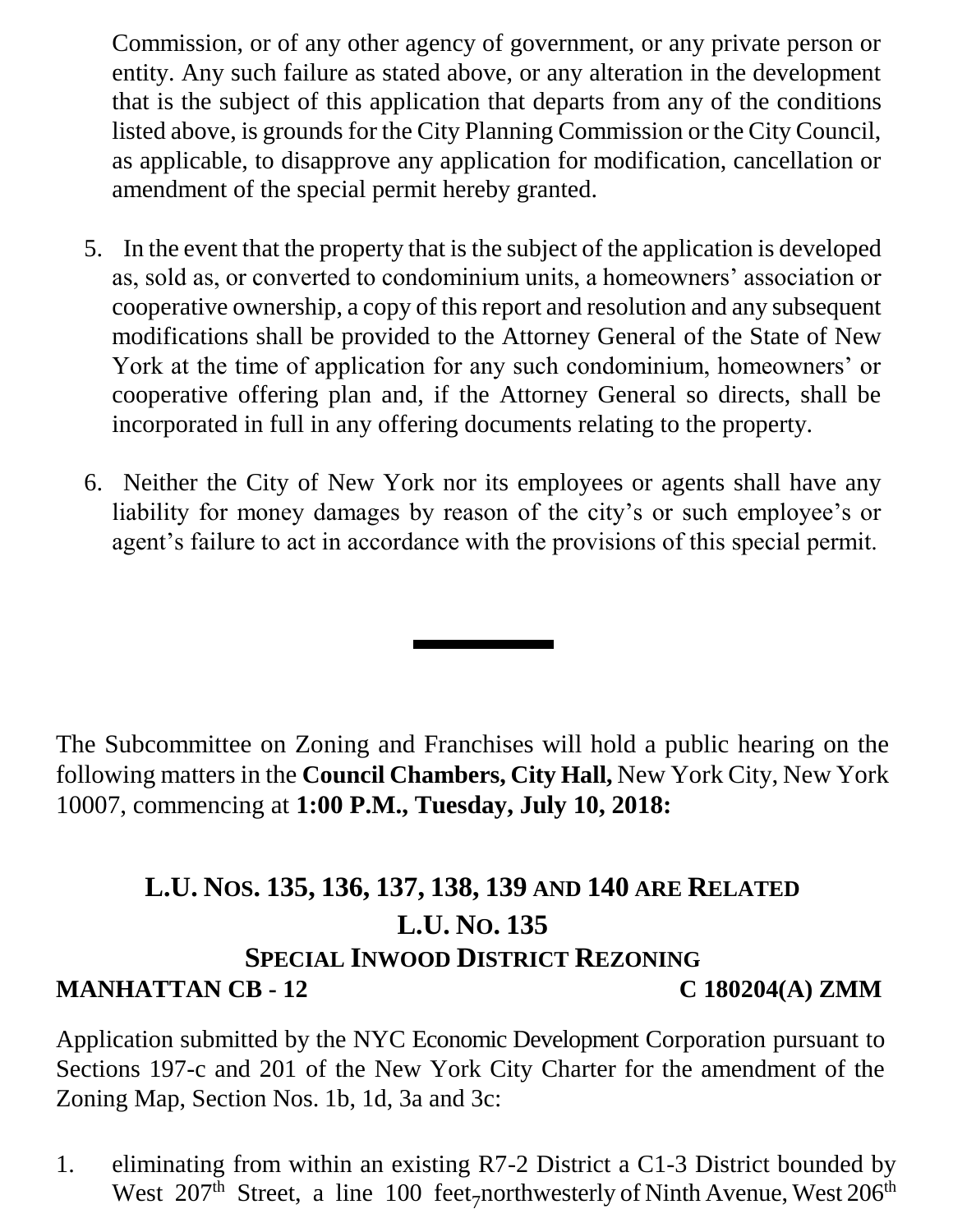Commission, or of any other agency of government, or any private person or entity. Any such failure as stated above, or any alteration in the development that is the subject of this application that departs from any of the conditions listed above, is grounds for the City Planning Commission or the City Council, as applicable, to disapprove any application for modification, cancellation or amendment of the special permit hereby granted.

5. In the event that the property that is the subject of the application is developed as, sold as, or converted to condominium units, a homeowners' association or cooperative ownership, a copy of this report and resolution and any subsequent modifications shall be provided to the Attorney General of the State of New York at the time of application for any such condominium, homeowners' or cooperative offering plan and, if the Attorney General so directs, shall be incorporated in full in any offering documents relating to the property.

6. Neither the City of New York nor its employees or agents shall have any liability for money damages by reason of the city's or such employee's or agent's failure to act in accordance with the provisions of this special permit.

---

The Subcommittee on Zoning and Franchises will hold a public hearing on the following matters in the **Council Chambers, City Hall,** New York City, New York 10007, commencing at **1:00 P.M., Tuesday, July 10, 2018:**

## L.U. Nos. 135, 136, 137, 138, 139 and 140 are Related

## L.U. No. 135

## Special Inwood District Rezoning

**MANHATTAN CB - 12** **C 180204(A) ZMM**

Application submitted by the NYC Economic Development Corporation pursuant to Sections 197-c and 201 of the New York City Charter for the amendment of the Zoning Map, Section Nos. 1b, 1d, 3a and 3c:

1. eliminating from within an existing R7-2 District a C1-3 District bounded by West 207th Street, a line 100 feet northwesterly of Ninth Avenue, West 206th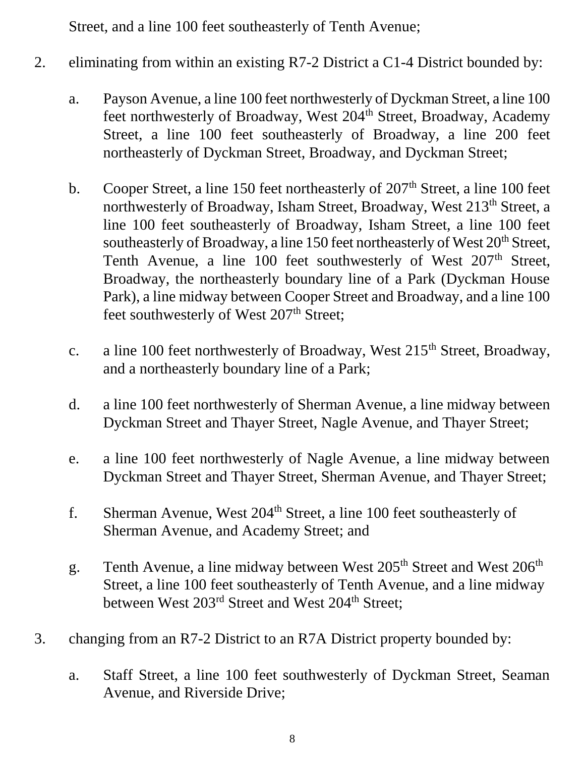Street, and a line 100 feet southeasterly of Tenth Avenue;

2. eliminating from within an existing R7-2 District a C1-4 District bounded by:

   a. Payson Avenue, a line 100 feet northwesterly of Dyckman Street, a line 100 feet northwesterly of Broadway, West 204th Street, Broadway, Academy Street, a line 100 feet southeasterly of Broadway, a line 200 feet northeasterly of Dyckman Street, Broadway, and Dyckman Street;

   b. Cooper Street, a line 150 feet northeasterly of 207th Street, a line 100 feet northwesterly of Broadway, Isham Street, Broadway, West 213th Street, a line 100 feet southeasterly of Broadway, Isham Street, a line 100 feet southeasterly of Broadway, a line 150 feet northeasterly of West 20th Street, Tenth Avenue, a line 100 feet southwesterly of West 207th Street, Broadway, the northeasterly boundary line of a Park (Dyckman House Park), a line midway between Cooper Street and Broadway, and a line 100 feet southwesterly of West 207th Street;

   c. a line 100 feet northwesterly of Broadway, West 215th Street, Broadway, and a northeasterly boundary line of a Park;

   d. a line 100 feet northwesterly of Sherman Avenue, a line midway between Dyckman Street and Thayer Street, Nagle Avenue, and Thayer Street;

   e. a line 100 feet northwesterly of Nagle Avenue, a line midway between Dyckman Street and Thayer Street, Sherman Avenue, and Thayer Street;

   f. Sherman Avenue, West 204th Street, a line 100 feet southeasterly of Sherman Avenue, and Academy Street; and

   g. Tenth Avenue, a line midway between West 205th Street and West 206th Street, a line 100 feet southeasterly of Tenth Avenue, and a line midway between West 203rd Street and West 204th Street;

3. changing from an R7-2 District to an R7A District property bounded by:

   a. Staff Street, a line 100 feet southwesterly of Dyckman Street, Seaman Avenue, and Riverside Drive;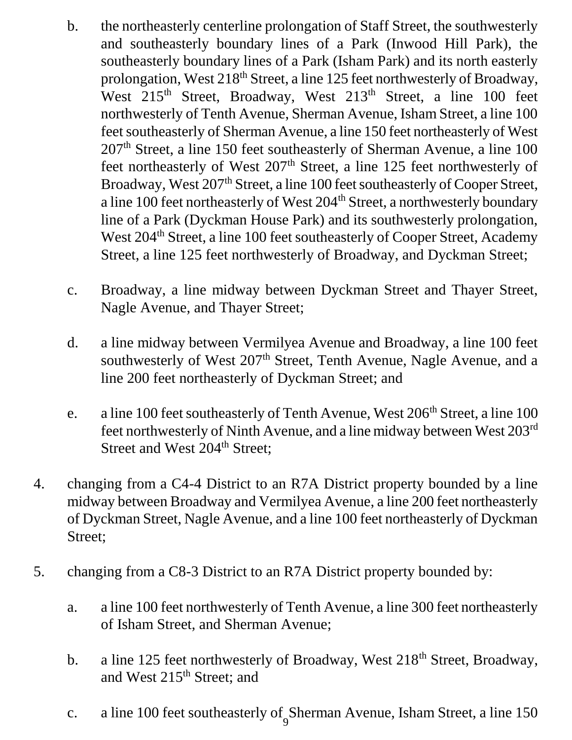b. the northeasterly centerline prolongation of Staff Street, the southwesterly and southeasterly boundary lines of a Park (Inwood Hill Park), the southeasterly boundary lines of a Park (Isham Park) and its north easterly prolongation, West 218th Street, a line 125 feet northwesterly of Broadway, West 215th Street, Broadway, West 213th Street, a line 100 feet northwesterly of Tenth Avenue, Sherman Avenue, Isham Street, a line 100 feet southeasterly of Sherman Avenue, a line 150 feet northeasterly of West 207th Street, a line 150 feet southeasterly of Sherman Avenue, a line 100 feet northeasterly of West 207th Street, a line 125 feet northwesterly of Broadway, West 207th Street, a line 100 feet southeasterly of Cooper Street, a line 100 feet northeasterly of West 204th Street, a northwesterly boundary line of a Park (Dyckman House Park) and its southwesterly prolongation, West 204th Street, a line 100 feet southeasterly of Cooper Street, Academy Street, a line 125 feet northwesterly of Broadway, and Dyckman Street;

c. Broadway, a line midway between Dyckman Street and Thayer Street, Nagle Avenue, and Thayer Street;

d. a line midway between Vermilyea Avenue and Broadway, a line 100 feet southwesterly of West 207th Street, Tenth Avenue, Nagle Avenue, and a line 200 feet northeasterly of Dyckman Street; and

e. a line 100 feet southeasterly of Tenth Avenue, West 206th Street, a line 100 feet northwesterly of Ninth Avenue, and a line midway between West 203rd Street and West 204th Street;

4. changing from a C4-4 District to an R7A District property bounded by a line midway between Broadway and Vermilyea Avenue, a line 200 feet northeasterly of Dyckman Street, Nagle Avenue, and a line 100 feet northeasterly of Dyckman Street;

5. changing from a C8-3 District to an R7A District property bounded by:

   a. a line 100 feet northwesterly of Tenth Avenue, a line 300 feet northeasterly of Isham Street, and Sherman Avenue;

   b. a line 125 feet northwesterly of Broadway, West 218th Street, Broadway, and West 215th Street; and

   c. a line 100 feet southeasterly of Sherman Avenue, Isham Street, a line 150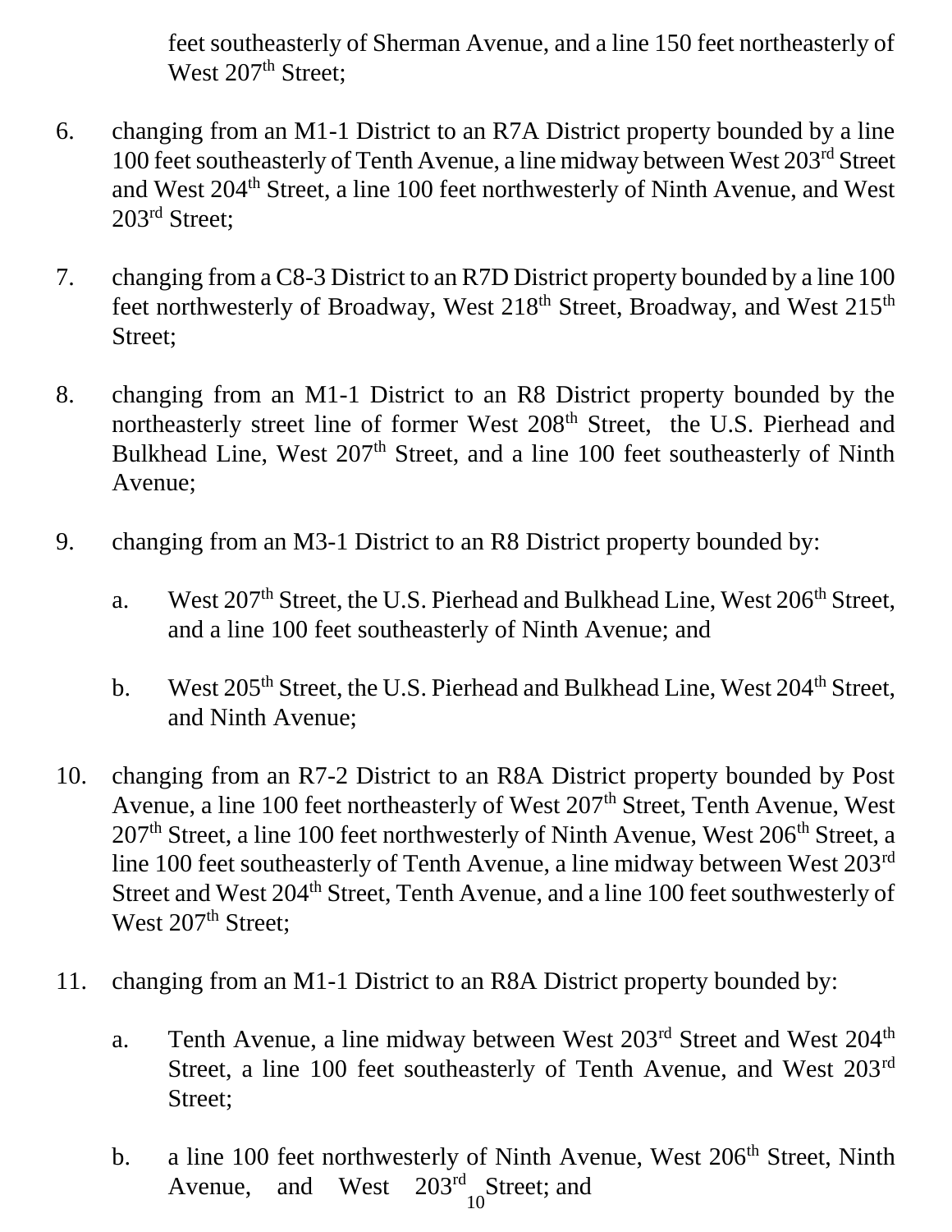feet southeasterly of Sherman Avenue, and a line 150 feet northeasterly of West 207th Street;

6. changing from an M1-1 District to an R7A District property bounded by a line 100 feet southeasterly of Tenth Avenue, a line midway between West 203rd Street and West 204th Street, a line 100 feet northwesterly of Ninth Avenue, and West 203rd Street;

7. changing from a C8-3 District to an R7D District property bounded by a line 100 feet northwesterly of Broadway, West 218th Street, Broadway, and West 215th Street;

8. changing from an M1-1 District to an R8 District property bounded by the northeasterly street line of former West 208th Street, the U.S. Pierhead and Bulkhead Line, West 207th Street, and a line 100 feet southeasterly of Ninth Avenue;

9. changing from an M3-1 District to an R8 District property bounded by:

   a. West 207th Street, the U.S. Pierhead and Bulkhead Line, West 206th Street, and a line 100 feet southeasterly of Ninth Avenue; and

   b. West 205th Street, the U.S. Pierhead and Bulkhead Line, West 204th Street, and Ninth Avenue;

10. changing from an R7-2 District to an R8A District property bounded by Post Avenue, a line 100 feet northeasterly of West 207th Street, Tenth Avenue, West 207th Street, a line 100 feet northwesterly of Ninth Avenue, West 206th Street, a line 100 feet southeasterly of Tenth Avenue, a line midway between West 203rd Street and West 204th Street, Tenth Avenue, and a line 100 feet southwesterly of West 207th Street;

11. changing from an M1-1 District to an R8A District property bounded by:

    a. Tenth Avenue, a line midway between West 203rd Street and West 204th Street, a line 100 feet southeasterly of Tenth Avenue, and West 203rd Street;

    b. a line 100 feet northwesterly of Ninth Avenue, West 206th Street, Ninth Avenue, and West 203rd Street; and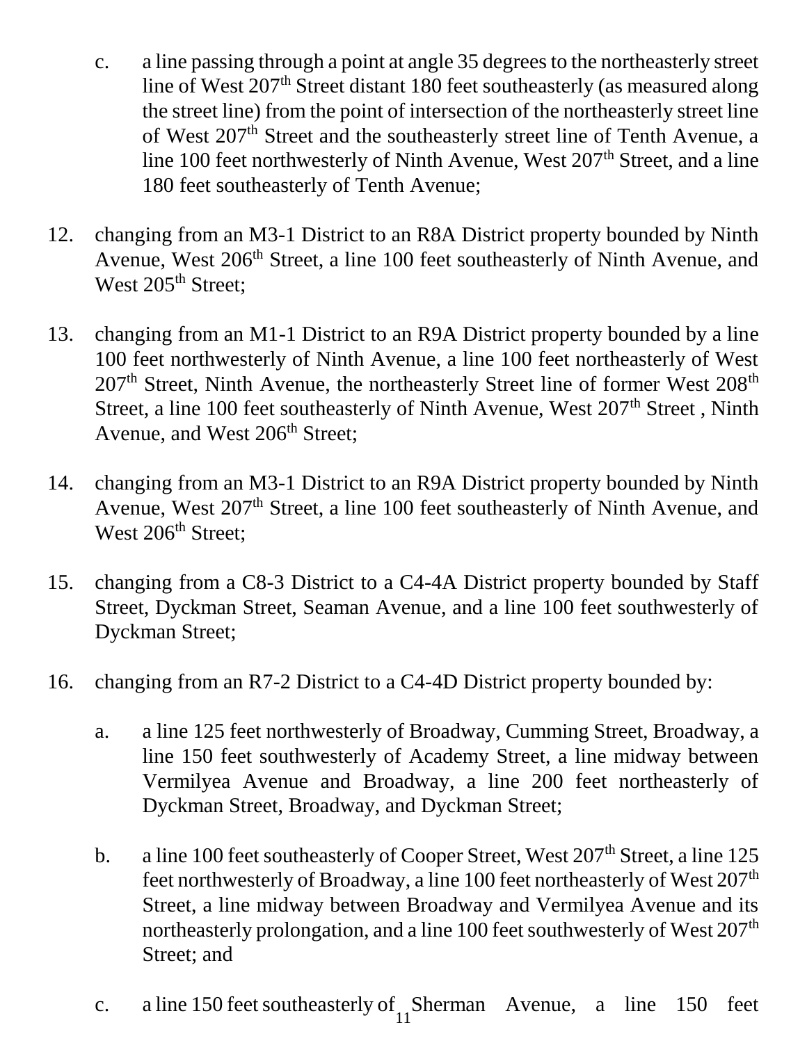c. a line passing through a point at angle 35 degrees to the northeasterly street line of West 207th Street distant 180 feet southeasterly (as measured along the street line) from the point of intersection of the northeasterly street line of West 207th Street and the southeasterly street line of Tenth Avenue, a line 100 feet northwesterly of Ninth Avenue, West 207th Street, and a line 180 feet southeasterly of Tenth Avenue;

12. changing from an M3-1 District to an R8A District property bounded by Ninth Avenue, West 206th Street, a line 100 feet southeasterly of Ninth Avenue, and West 205th Street;

13. changing from an M1-1 District to an R9A District property bounded by a line 100 feet northwesterly of Ninth Avenue, a line 100 feet northeasterly of West 207th Street, Ninth Avenue, the northeasterly Street line of former West 208th Street, a line 100 feet southeasterly of Ninth Avenue, West 207th Street , Ninth Avenue, and West 206th Street;

14. changing from an M3-1 District to an R9A District property bounded by Ninth Avenue, West 207th Street, a line 100 feet southeasterly of Ninth Avenue, and West 206th Street;

15. changing from a C8-3 District to a C4-4A District property bounded by Staff Street, Dyckman Street, Seaman Avenue, and a line 100 feet southwesterly of Dyckman Street;

16. changing from an R7-2 District to a C4-4D District property bounded by:

    a. a line 125 feet northwesterly of Broadway, Cumming Street, Broadway, a line 150 feet southwesterly of Academy Street, a line midway between Vermilyea Avenue and Broadway, a line 200 feet northeasterly of Dyckman Street, Broadway, and Dyckman Street;

    b. a line 100 feet southeasterly of Cooper Street, West 207th Street, a line 125 feet northwesterly of Broadway, a line 100 feet northeasterly of West 207th Street, a line midway between Broadway and Vermilyea Avenue and its northeasterly prolongation, and a line 100 feet southwesterly of West 207th Street; and

    c. a line 150 feet southeasterly of Sherman Avenue, a line 150 feet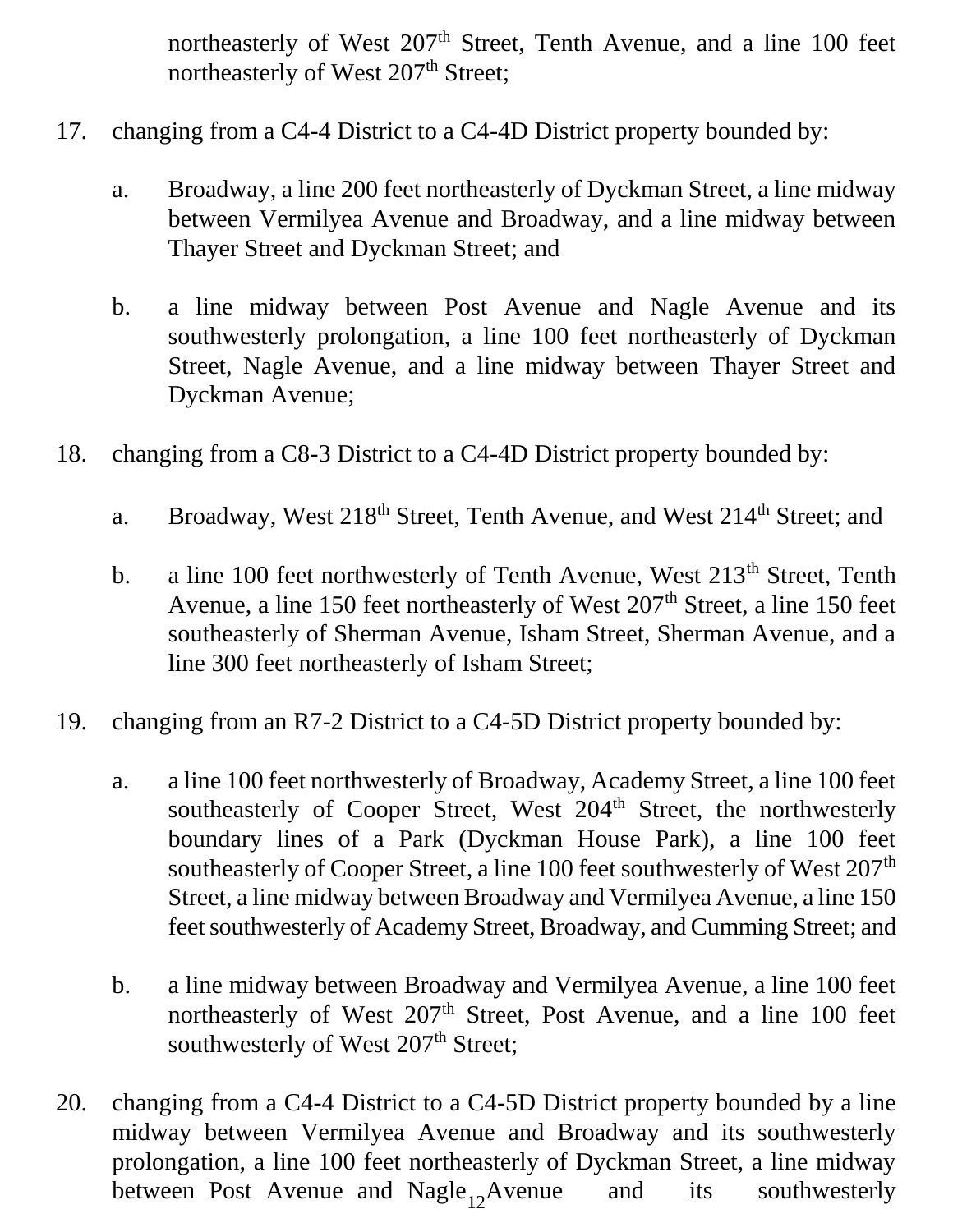northeasterly of West 207th Street, Tenth Avenue, and a line 100 feet northeasterly of West 207th Street;

17. changing from a C4-4 District to a C4-4D District property bounded by:

    a. Broadway, a line 200 feet northeasterly of Dyckman Street, a line midway between Vermilyea Avenue and Broadway, and a line midway between Thayer Street and Dyckman Street; and

    b. a line midway between Post Avenue and Nagle Avenue and its southwesterly prolongation, a line 100 feet northeasterly of Dyckman Street, Nagle Avenue, and a line midway between Thayer Street and Dyckman Avenue;

18. changing from a C8-3 District to a C4-4D District property bounded by:

    a. Broadway, West 218th Street, Tenth Avenue, and West 214th Street; and

    b. a line 100 feet northwesterly of Tenth Avenue, West 213th Street, Tenth Avenue, a line 150 feet northeasterly of West 207th Street, a line 150 feet southeasterly of Sherman Avenue, Isham Street, Sherman Avenue, and a line 300 feet northeasterly of Isham Street;

19. changing from an R7-2 District to a C4-5D District property bounded by:

    a. a line 100 feet northwesterly of Broadway, Academy Street, a line 100 feet southeasterly of Cooper Street, West 204th Street, the northwesterly boundary lines of a Park (Dyckman House Park), a line 100 feet southeasterly of Cooper Street, a line 100 feet southwesterly of West 207th Street, a line midway between Broadway and Vermilyea Avenue, a line 150 feet southwesterly of Academy Street, Broadway, and Cumming Street; and

    b. a line midway between Broadway and Vermilyea Avenue, a line 100 feet northeasterly of West 207th Street, Post Avenue, and a line 100 feet southwesterly of West 207th Street;

20. changing from a C4-4 District to a C4-5D District property bounded by a line midway between Vermilyea Avenue and Broadway and its southwesterly prolongation, a line 100 feet northeasterly of Dyckman Street, a line midway between Post Avenue and Nagle Avenue and its southwesterly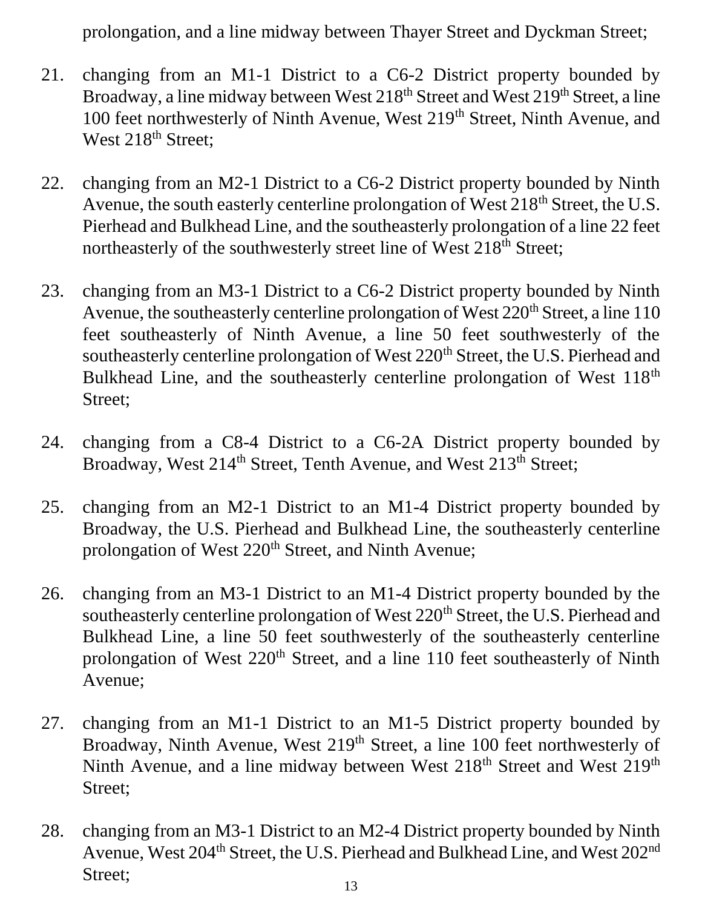prolongation, and a line midway between Thayer Street and Dyckman Street;

21. changing from an M1-1 District to a C6-2 District property bounded by Broadway, a line midway between West 218th Street and West 219th Street, a line 100 feet northwesterly of Ninth Avenue, West 219th Street, Ninth Avenue, and West 218th Street;

22. changing from an M2-1 District to a C6-2 District property bounded by Ninth Avenue, the south easterly centerline prolongation of West 218th Street, the U.S. Pierhead and Bulkhead Line, and the southeasterly prolongation of a line 22 feet northeasterly of the southwesterly street line of West 218th Street;

23. changing from an M3-1 District to a C6-2 District property bounded by Ninth Avenue, the southeasterly centerline prolongation of West 220th Street, a line 110 feet southeasterly of Ninth Avenue, a line 50 feet southwesterly of the southeasterly centerline prolongation of West 220th Street, the U.S. Pierhead and Bulkhead Line, and the southeasterly centerline prolongation of West 118th Street;

24. changing from a C8-4 District to a C6-2A District property bounded by Broadway, West 214th Street, Tenth Avenue, and West 213th Street;

25. changing from an M2-1 District to an M1-4 District property bounded by Broadway, the U.S. Pierhead and Bulkhead Line, the southeasterly centerline prolongation of West 220th Street, and Ninth Avenue;

26. changing from an M3-1 District to an M1-4 District property bounded by the southeasterly centerline prolongation of West 220th Street, the U.S. Pierhead and Bulkhead Line, a line 50 feet southwesterly of the southeasterly centerline prolongation of West 220th Street, and a line 110 feet southeasterly of Ninth Avenue;

27. changing from an M1-1 District to an M1-5 District property bounded by Broadway, Ninth Avenue, West 219th Street, a line 100 feet northwesterly of Ninth Avenue, and a line midway between West 218th Street and West 219th Street;

28. changing from an M3-1 District to an M2-4 District property bounded by Ninth Avenue, West 204th Street, the U.S. Pierhead and Bulkhead Line, and West 202nd Street;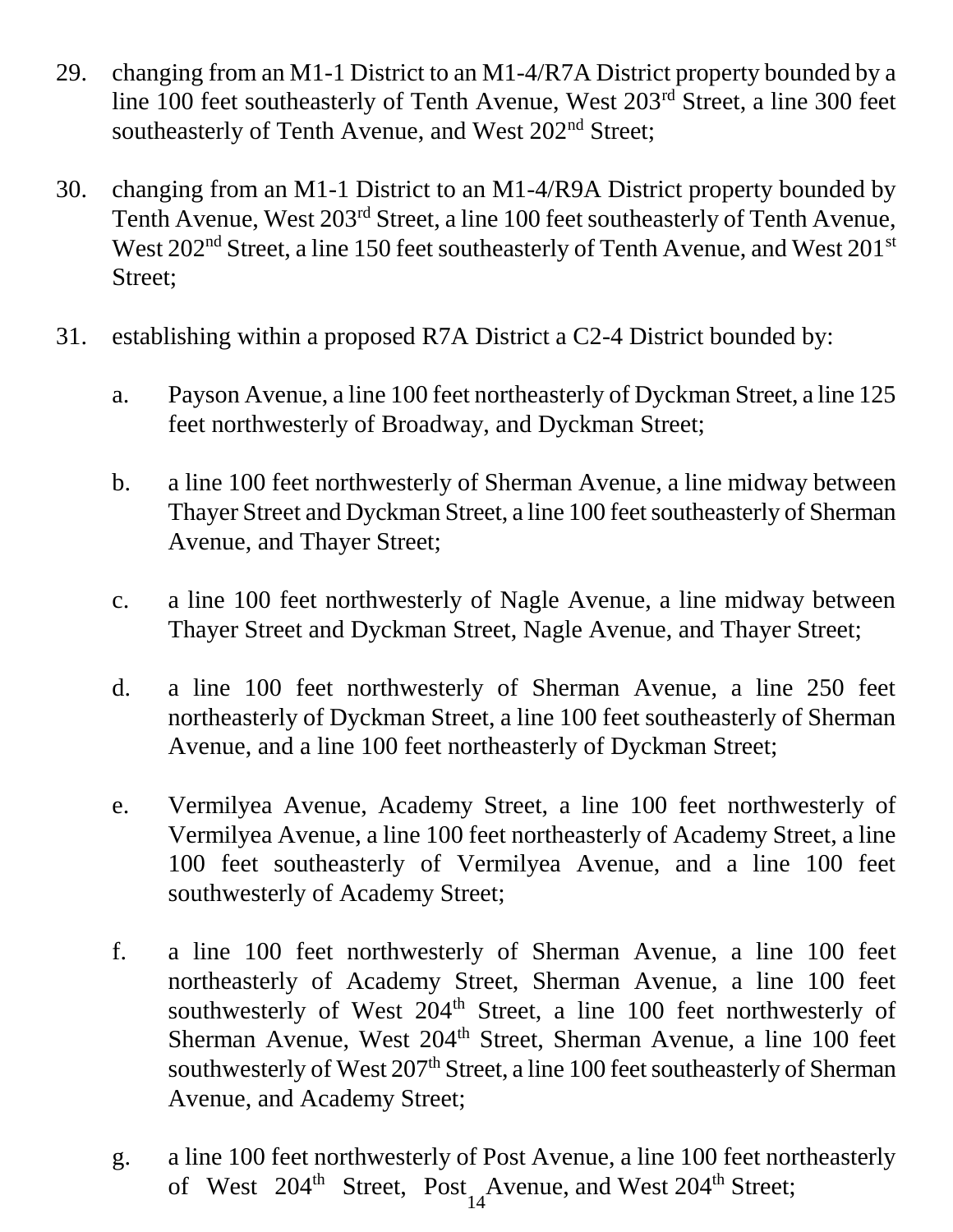29. changing from an M1-1 District to an M1-4/R7A District property bounded by a line 100 feet southeasterly of Tenth Avenue, West 203rd Street, a line 300 feet southeasterly of Tenth Avenue, and West 202nd Street;

30. changing from an M1-1 District to an M1-4/R9A District property bounded by Tenth Avenue, West 203rd Street, a line 100 feet southeasterly of Tenth Avenue, West 202nd Street, a line 150 feet southeasterly of Tenth Avenue, and West 201st Street;

31. establishing within a proposed R7A District a C2-4 District bounded by:

    a. Payson Avenue, a line 100 feet northeasterly of Dyckman Street, a line 125 feet northwesterly of Broadway, and Dyckman Street;

    b. a line 100 feet northwesterly of Sherman Avenue, a line midway between Thayer Street and Dyckman Street, a line 100 feet southeasterly of Sherman Avenue, and Thayer Street;

    c. a line 100 feet northwesterly of Nagle Avenue, a line midway between Thayer Street and Dyckman Street, Nagle Avenue, and Thayer Street;

    d. a line 100 feet northwesterly of Sherman Avenue, a line 250 feet northeasterly of Dyckman Street, a line 100 feet southeasterly of Sherman Avenue, and a line 100 feet northeasterly of Dyckman Street;

    e. Vermilyea Avenue, Academy Street, a line 100 feet northwesterly of Vermilyea Avenue, a line 100 feet northeasterly of Academy Street, a line 100 feet southeasterly of Vermilyea Avenue, and a line 100 feet southwesterly of Academy Street;

    f. a line 100 feet northwesterly of Sherman Avenue, a line 100 feet northeasterly of Academy Street, Sherman Avenue, a line 100 feet southwesterly of West 204th Street, a line 100 feet northwesterly of Sherman Avenue, West 204th Street, Sherman Avenue, a line 100 feet southwesterly of West 207th Street, a line 100 feet southeasterly of Sherman Avenue, and Academy Street;

    g. a line 100 feet northwesterly of Post Avenue, a line 100 feet northeasterly of West 204th Street, Post Avenue, and West 204th Street;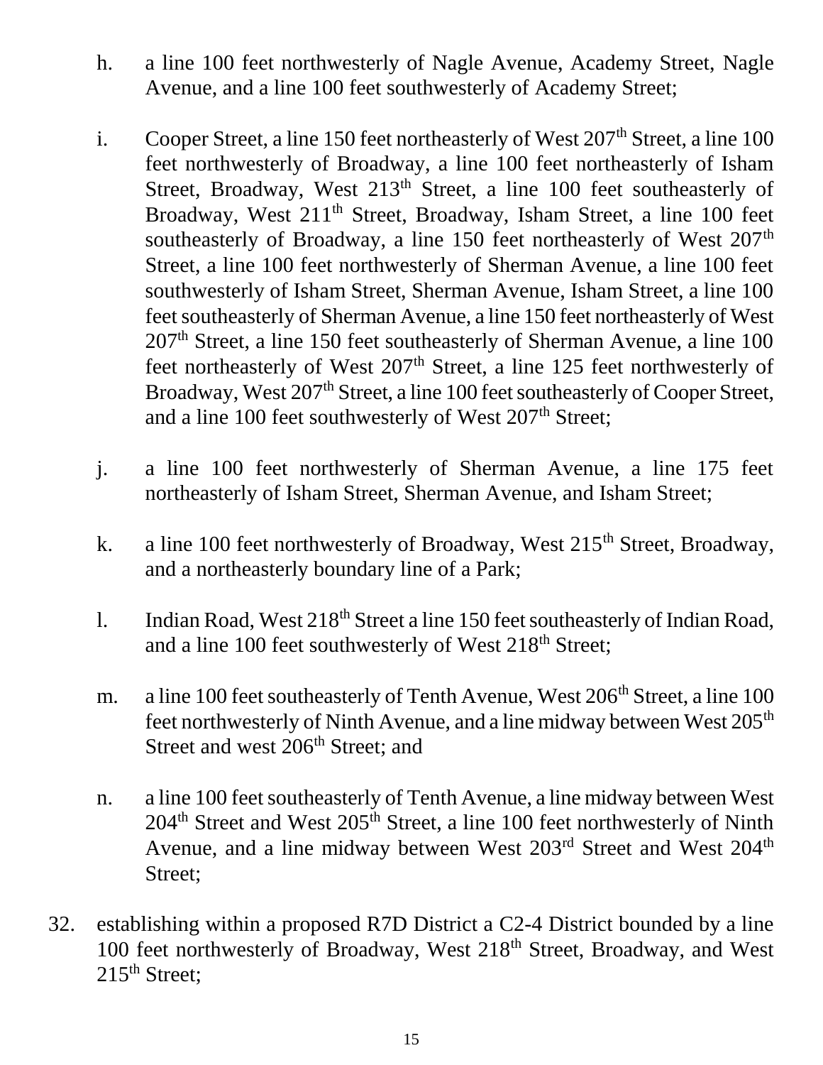h. a line 100 feet northwesterly of Nagle Avenue, Academy Street, Nagle Avenue, and a line 100 feet southwesterly of Academy Street;

i. Cooper Street, a line 150 feet northeasterly of West 207th Street, a line 100 feet northwesterly of Broadway, a line 100 feet northeasterly of Isham Street, Broadway, West 213th Street, a line 100 feet southeasterly of Broadway, West 211th Street, Broadway, Isham Street, a line 100 feet southeasterly of Broadway, a line 150 feet northeasterly of West 207th Street, a line 100 feet northwesterly of Sherman Avenue, a line 100 feet southwesterly of Isham Street, Sherman Avenue, Isham Street, a line 100 feet southeasterly of Sherman Avenue, a line 150 feet northeasterly of West 207th Street, a line 150 feet southeasterly of Sherman Avenue, a line 100 feet northeasterly of West 207th Street, a line 125 feet northwesterly of Broadway, West 207th Street, a line 100 feet southeasterly of Cooper Street, and a line 100 feet southwesterly of West 207th Street;

j. a line 100 feet northwesterly of Sherman Avenue, a line 175 feet northeasterly of Isham Street, Sherman Avenue, and Isham Street;

k. a line 100 feet northwesterly of Broadway, West 215th Street, Broadway, and a northeasterly boundary line of a Park;

l. Indian Road, West 218th Street a line 150 feet southeasterly of Indian Road, and a line 100 feet southwesterly of West 218th Street;

m. a line 100 feet southeasterly of Tenth Avenue, West 206th Street, a line 100 feet northwesterly of Ninth Avenue, and a line midway between West 205th Street and west 206th Street; and

n. a line 100 feet southeasterly of Tenth Avenue, a line midway between West 204th Street and West 205th Street, a line 100 feet northwesterly of Ninth Avenue, and a line midway between West 203rd Street and West 204th Street;

32. establishing within a proposed R7D District a C2-4 District bounded by a line 100 feet northwesterly of Broadway, West 218th Street, Broadway, and West 215th Street;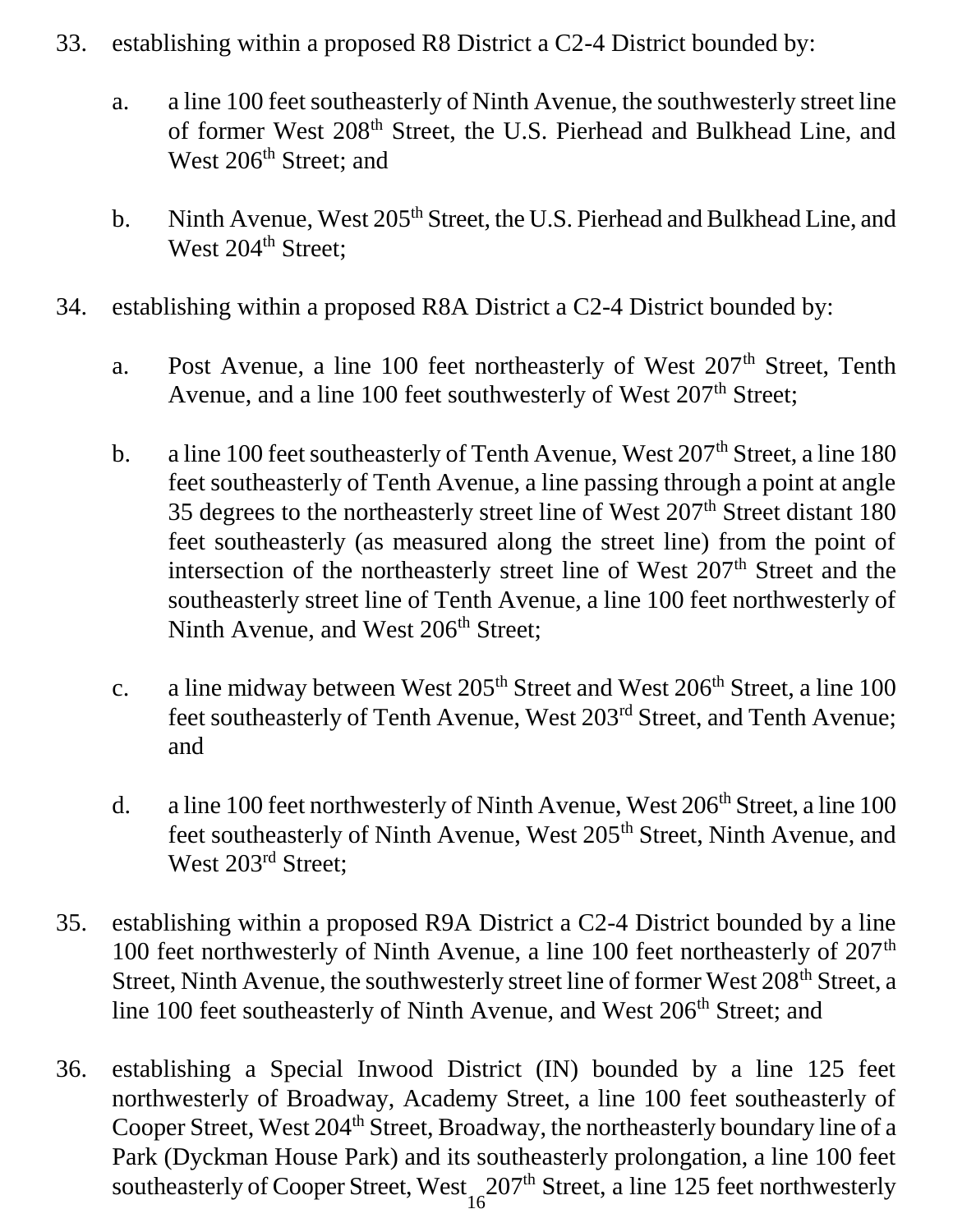33. establishing within a proposed R8 District a C2-4 District bounded by:

    a. a line 100 feet southeasterly of Ninth Avenue, the southwesterly street line of former West 208th Street, the U.S. Pierhead and Bulkhead Line, and West 206th Street; and

    b. Ninth Avenue, West 205th Street, the U.S. Pierhead and Bulkhead Line, and West 204th Street;

34. establishing within a proposed R8A District a C2-4 District bounded by:

    a. Post Avenue, a line 100 feet northeasterly of West 207th Street, Tenth Avenue, and a line 100 feet southwesterly of West 207th Street;

    b. a line 100 feet southeasterly of Tenth Avenue, West 207th Street, a line 180 feet southeasterly of Tenth Avenue, a line passing through a point at angle 35 degrees to the northeasterly street line of West 207th Street distant 180 feet southeasterly (as measured along the street line) from the point of intersection of the northeasterly street line of West 207th Street and the southeasterly street line of Tenth Avenue, a line 100 feet northwesterly of Ninth Avenue, and West 206th Street;

    c. a line midway between West 205th Street and West 206th Street, a line 100 feet southeasterly of Tenth Avenue, West 203rd Street, and Tenth Avenue; and

    d. a line 100 feet northwesterly of Ninth Avenue, West 206th Street, a line 100 feet southeasterly of Ninth Avenue, West 205th Street, Ninth Avenue, and West 203rd Street;

35. establishing within a proposed R9A District a C2-4 District bounded by a line 100 feet northwesterly of Ninth Avenue, a line 100 feet northeasterly of 207th Street, Ninth Avenue, the southwesterly street line of former West 208th Street, a line 100 feet southeasterly of Ninth Avenue, and West 206th Street; and

36. establishing a Special Inwood District (IN) bounded by a line 125 feet northwesterly of Broadway, Academy Street, a line 100 feet southeasterly of Cooper Street, West 204th Street, Broadway, the northeasterly boundary line of a Park (Dyckman House Park) and its southeasterly prolongation, a line 100 feet southeasterly of Cooper Street, West 207th Street, a line 125 feet northwesterly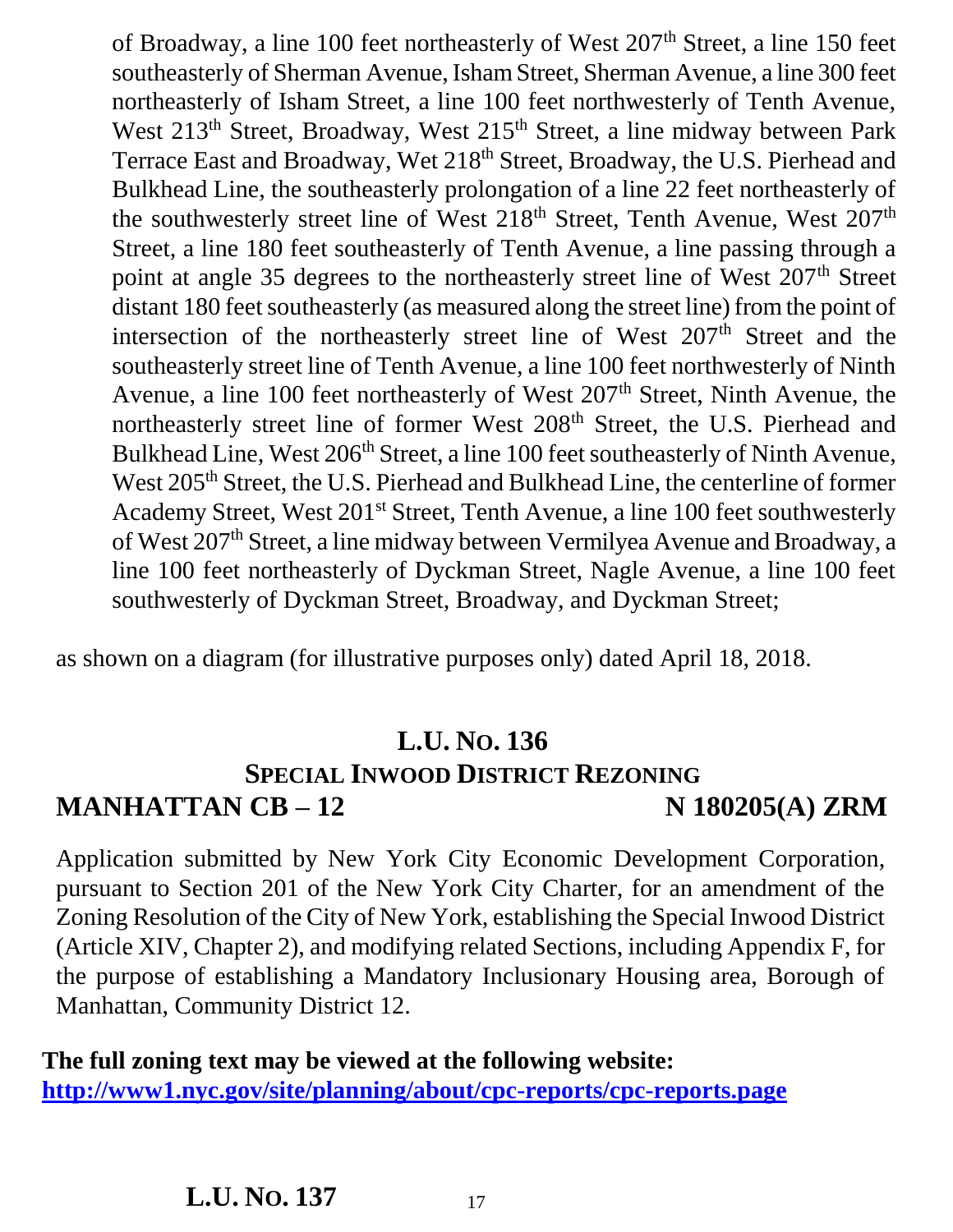of Broadway, a line 100 feet northeasterly of West 207th Street, a line 150 feet southeasterly of Sherman Avenue, Isham Street, Sherman Avenue, a line 300 feet northeasterly of Isham Street, a line 100 feet northwesterly of Tenth Avenue, West 213th Street, Broadway, West 215th Street, a line midway between Park Terrace East and Broadway, Wet 218th Street, Broadway, the U.S. Pierhead and Bulkhead Line, the southeasterly prolongation of a line 22 feet northeasterly of the southwesterly street line of West 218th Street, Tenth Avenue, West 207th Street, a line 180 feet southeasterly of Tenth Avenue, a line passing through a point at angle 35 degrees to the northeasterly street line of West 207th Street distant 180 feet southeasterly (as measured along the street line) from the point of intersection of the northeasterly street line of West 207th Street and the southeasterly street line of Tenth Avenue, a line 100 feet northwesterly of Ninth Avenue, a line 100 feet northeasterly of West 207th Street, Ninth Avenue, the northeasterly street line of former West 208th Street, the U.S. Pierhead and Bulkhead Line, West 206th Street, a line 100 feet southeasterly of Ninth Avenue, West 205th Street, the U.S. Pierhead and Bulkhead Line, the centerline of former Academy Street, West 201st Street, Tenth Avenue, a line 100 feet southwesterly of West 207th Street, a line midway between Vermilyea Avenue and Broadway, a line 100 feet northeasterly of Dyckman Street, Nagle Avenue, a line 100 feet southwesterly of Dyckman Street, Broadway, and Dyckman Street;

as shown on a diagram (for illustrative purposes only) dated April 18, 2018.

## L.U. No. 136
### Special Inwood District Rezoning
**MANHATTAN CB – 12** **N 180205(A) ZRM**

Application submitted by New York City Economic Development Corporation, pursuant to Section 201 of the New York City Charter, for an amendment of the Zoning Resolution of the City of New York, establishing the Special Inwood District (Article XIV, Chapter 2), and modifying related Sections, including Appendix F, for the purpose of establishing a Mandatory Inclusionary Housing area, Borough of Manhattan, Community District 12.

**The full zoning text may be viewed at the following website:**
**http://www1.nyc.gov/site/planning/about/cpc-reports/cpc-reports.page**

## L.U. No. 137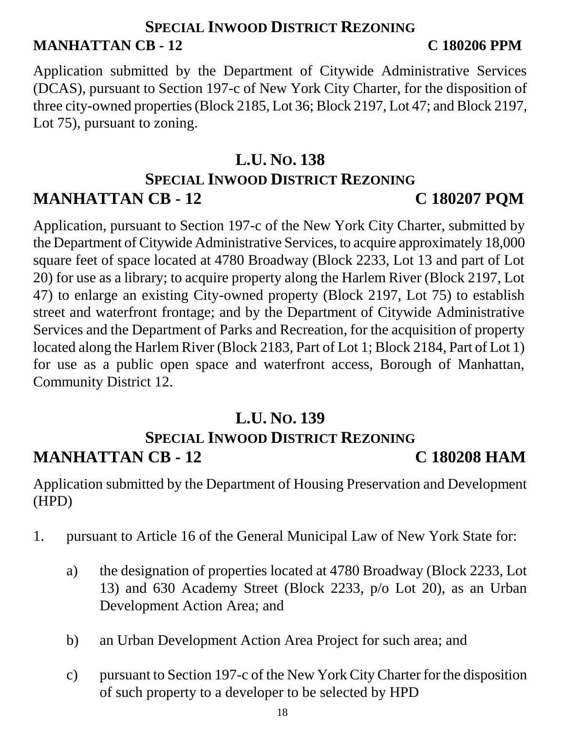**SPECIAL INWOOD DISTRICT REZONING**

**MANHATTAN CB - 12** **C 180206 PPM**

Application submitted by the Department of Citywide Administrative Services (DCAS), pursuant to Section 197-c of New York City Charter, for the disposition of three city-owned properties (Block 2185, Lot 36; Block 2197, Lot 47; and Block 2197, Lot 75), pursuant to zoning.

## L.U. NO. 138

### SPECIAL INWOOD DISTRICT REZONING

### MANHATTAN CB - 12 C 180207 PQM

Application, pursuant to Section 197-c of the New York City Charter, submitted by the Department of Citywide Administrative Services, to acquire approximately 18,000 square feet of space located at 4780 Broadway (Block 2233, Lot 13 and part of Lot 20) for use as a library; to acquire property along the Harlem River (Block 2197, Lot 47) to enlarge an existing City-owned property (Block 2197, Lot 75) to establish street and waterfront frontage; and by the Department of Citywide Administrative Services and the Department of Parks and Recreation, for the acquisition of property located along the Harlem River (Block 2183, Part of Lot 1; Block 2184, Part of Lot 1) for use as a public open space and waterfront access, Borough of Manhattan, Community District 12.

## L.U. NO. 139

### SPECIAL INWOOD DISTRICT REZONING

### MANHATTAN CB - 12 C 180208 HAM

Application submitted by the Department of Housing Preservation and Development (HPD)

1. pursuant to Article 16 of the General Municipal Law of New York State for:

   a) the designation of properties located at 4780 Broadway (Block 2233, Lot 13) and 630 Academy Street (Block 2233, p/o Lot 20), as an Urban Development Action Area; and

   b) an Urban Development Action Area Project for such area; and

   c) pursuant to Section 197-c of the New York City Charter for the disposition of such property to a developer to be selected by HPD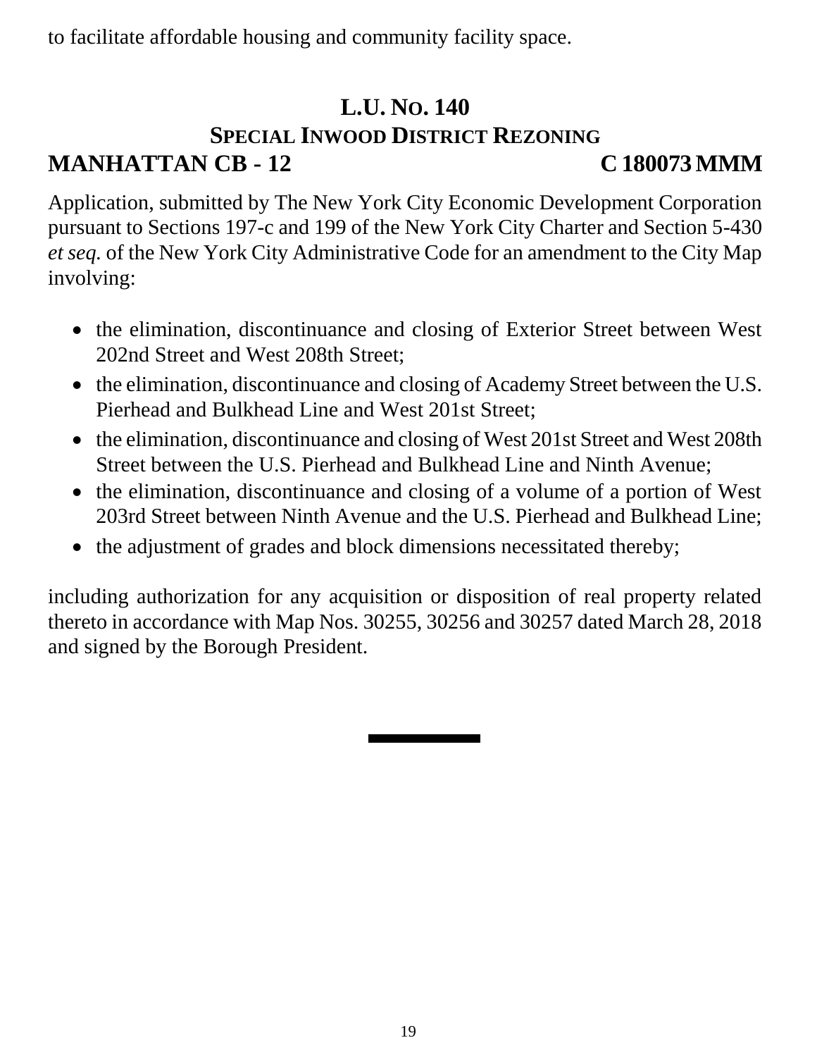to facilitate affordable housing and community facility space.

## L.U. NO. 140

### SPECIAL INWOOD DISTRICT REZONING

**MANHATTAN CB - 12** **C 180073 MMM**

Application, submitted by The New York City Economic Development Corporation pursuant to Sections 197-c and 199 of the New York City Charter and Section 5-430 *et seq.* of the New York City Administrative Code for an amendment to the City Map involving:

- the elimination, discontinuance and closing of Exterior Street between West 202nd Street and West 208th Street;
- the elimination, discontinuance and closing of Academy Street between the U.S. Pierhead and Bulkhead Line and West 201st Street;
- the elimination, discontinuance and closing of West 201st Street and West 208th Street between the U.S. Pierhead and Bulkhead Line and Ninth Avenue;
- the elimination, discontinuance and closing of a volume of a portion of West 203rd Street between Ninth Avenue and the U.S. Pierhead and Bulkhead Line;
- the adjustment of grades and block dimensions necessitated thereby;

including authorization for any acquisition or disposition of real property related thereto in accordance with Map Nos. 30255, 30256 and 30257 dated March 28, 2018 and signed by the Borough President.